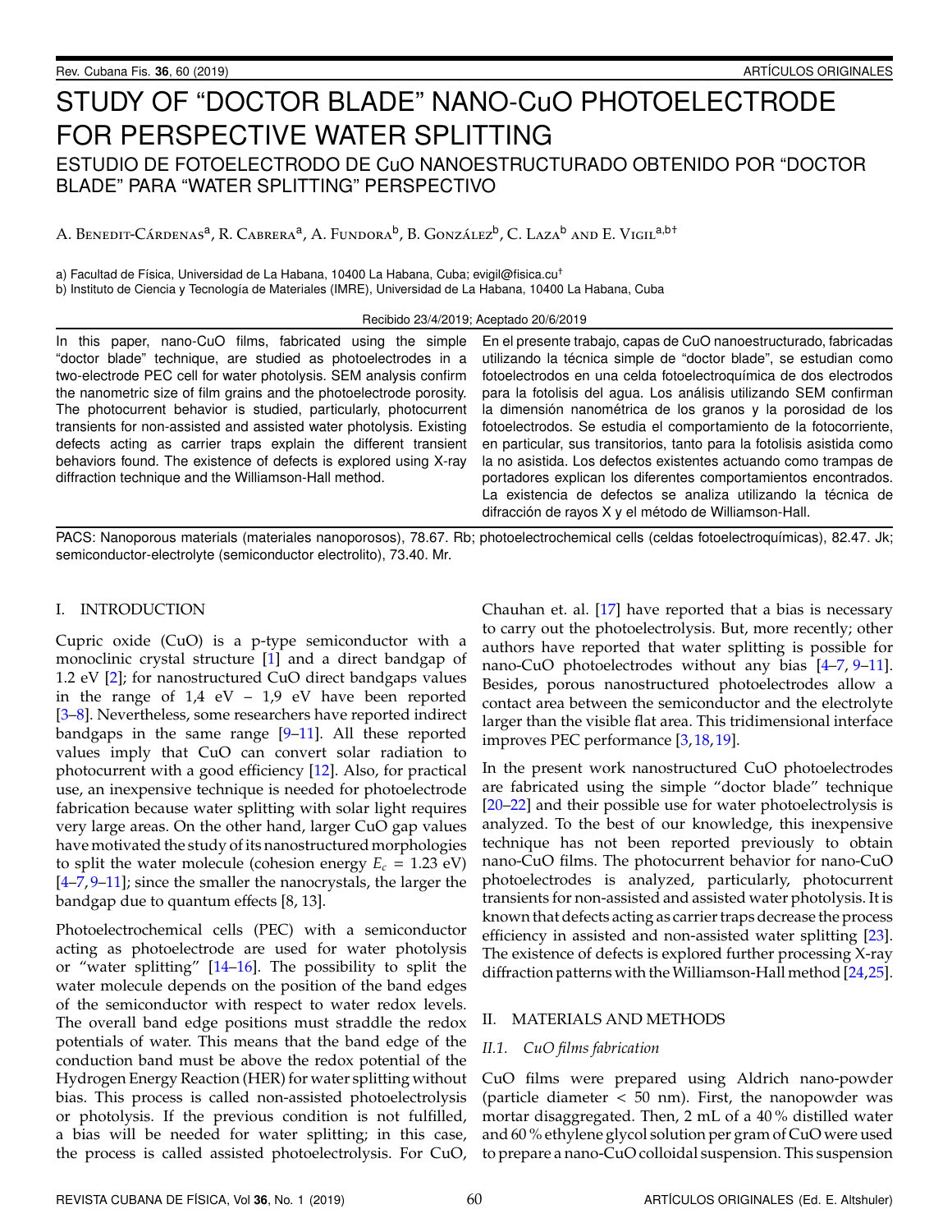# STUDY OF "DOCTOR BLADE" NANO-CuO PHOTOELECTRODE FOR PERSPECTIVE WATER SPLITTING

## ESTUDIO DE FOTOELECTRODO DE CuO NANOESTRUCTURADO OBTENIDO POR "DOCTOR BLADE" PARA "WATER SPLITTING" PERSPECTIVO

A. Benedit-Cárdenas[a], R. Cabrera[a], A. Fundora[b], B. González[b], C. Laza[b] and E. Vigil[a,b†]

a) Facultad de Física, Universidad de La Habana, 10400 La Habana, Cuba; evigil@fisica.cu[†]
b) Instituto de Ciencia y Tecnología de Materiales (IMRE), Universidad de La Habana, 10400 La Habana, Cuba

Recibido 23/4/2019; Aceptado 20/6/2019

In this paper, nano-CuO films, fabricated using the simple "doctor blade" technique, are studied as photoelectrodes in a two-electrode PEC cell for water photolysis. SEM analysis confirm the nanometric size of film grains and the photoelectrode porosity. The photocurrent behavior is studied, particularly, photocurrent transients for non-assisted and assisted water photolysis. Existing defects acting as carrier traps explain the different transient behaviors found. The existence of defects is explored using X-ray diffraction technique and the Williamson-Hall method.

En el presente trabajo, capas de CuO nanoestructurado, fabricadas utilizando la técnica simple de "doctor blade", se estudian como fotoelectrodos en una celda fotoelectroquímica de dos electrodos para la fotolisis del agua. Los análisis utilizando SEM confirman la dimensión nanométrica de los granos y la porosidad de los fotoelectrodos. Se estudia el comportamiento de la fotocorriente, en particular, sus transitorios, tanto para la fotolisis asistida como la no asistida. Los defectos existentes actuando como trampas de portadores explican los diferentes comportamientos encontrados. La existencia de defectos se analiza utilizando la técnica de difracción de rayos X y el método de Williamson-Hall.

PACS: Nanoporous materials (materiales nanoporosos), 78.67. Rb; photoelectrochemical cells (celdas fotoelectroquímicas), 82.47. Jk; semiconductor-electrolyte (semiconductor electrolito), 73.40. Mr.

## I. INTRODUCTION

Cupric oxide (CuO) is a p-type semiconductor with a monoclinic crystal structure [1] and a direct bandgap of 1.2 eV [2]; for nanostructured CuO direct bandgaps values in the range of 1,4 eV – 1,9 eV have been reported [3–8]. Nevertheless, some researchers have reported indirect bandgaps in the same range [9–11]. All these reported values imply that CuO can convert solar radiation to photocurrent with a good efficiency [12]. Also, for practical use, an inexpensive technique is needed for photoelectrode fabrication because water splitting with solar light requires very large areas. On the other hand, larger CuO gap values have motivated the study of its nanostructured morphologies to split the water molecule (cohesion energy $E_c$ = 1.23 eV) [4–7, 9–11]; since the smaller the nanocrystals, the larger the bandgap due to quantum effects [8, 13].

Photoelectrochemical cells (PEC) with a semiconductor acting as photoelectrode are used for water photolysis or "water splitting" [14–16]. The possibility to split the water molecule depends on the position of the band edges of the semiconductor with respect to water redox levels. The overall band edge positions must straddle the redox potentials of water. This means that the band edge of the conduction band must be above the redox potential of the Hydrogen Energy Reaction (HER) for water splitting without bias. This process is called non-assisted photoelectrolysis or photolysis. If the previous condition is not fulfilled, a bias will be needed for water splitting; in this case, the process is called assisted photoelectrolysis. For CuO, Chauhan et. al. [17] have reported that a bias is necessary to carry out the photoelectrolysis. But, more recently; other authors have reported that water splitting is possible for nano-CuO photoelectrodes without any bias [4–7, 9–11]. Besides, porous nanostructured photoelectrodes allow a contact area between the semiconductor and the electrolyte larger than the visible flat area. This tridimensional interface improves PEC performance [3, 18, 19].

In the present work nanostructured CuO photoelectrodes are fabricated using the simple "doctor blade" technique [20–22] and their possible use for water photoelectrolysis is analyzed. To the best of our knowledge, this inexpensive technique has not been reported previously to obtain nano-CuO films. The photocurrent behavior for nano-CuO photoelectrodes is analyzed, particularly, photocurrent transients for non-assisted and assisted water photolysis. It is known that defects acting as carrier traps decrease the process efficiency in assisted and non-assisted water splitting [23]. The existence of defects is explored further processing X-ray diffraction patterns with the Williamson-Hall method [24, 25].

## II. MATERIALS AND METHODS

### *II.1. CuO films fabrication*

CuO films were prepared using Aldrich nano-powder (particle diameter < 50 nm). First, the nanopowder was mortar disaggregated. Then, 2 mL of a 40 % distilled water and 60 % ethylene glycol solution per gram of CuO were used to prepare a nano-CuO colloidal suspension. This suspension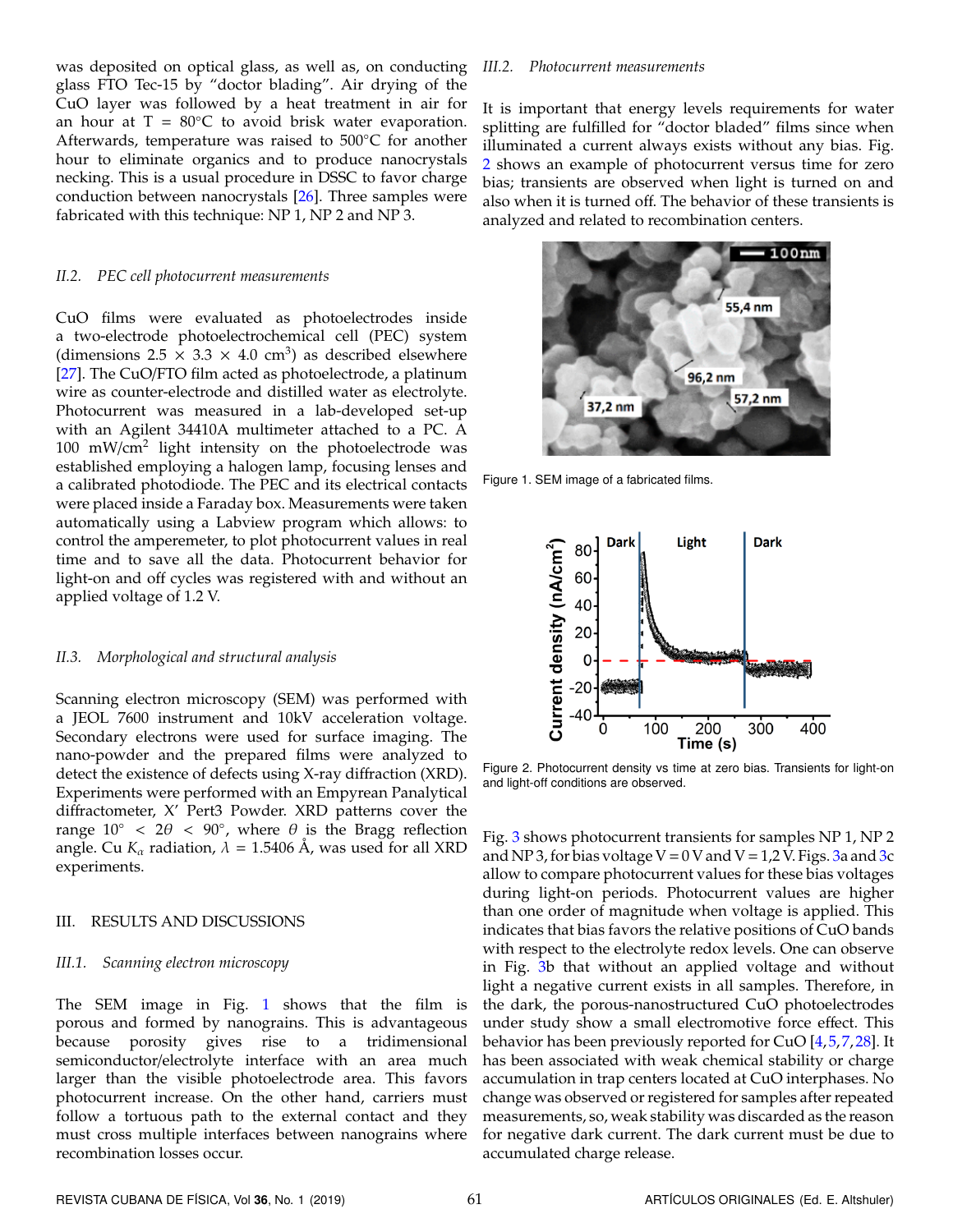was deposited on optical glass, as well as, on conducting glass FTO Tec-15 by "doctor blading". Air drying of the CuO layer was followed by a heat treatment in air for an hour at T = 80°C to avoid brisk water evaporation. Afterwards, temperature was raised to 500°C for another hour to eliminate organics and to produce nanocrystals necking. This is a usual procedure in DSSC to favor charge conduction between nanocrystals [26]. Three samples were fabricated with this technique: NP 1, NP 2 and NP 3.

### II.2. PEC cell photocurrent measurements

CuO films were evaluated as photoelectrodes inside a two-electrode photoelectrochemical cell (PEC) system (dimensions 2.5 × 3.3 × 4.0 $cm^3$) as described elsewhere [27]. The CuO/FTO film acted as photoelectrode, a platinum wire as counter-electrode and distilled water as electrolyte. Photocurrent was measured in a lab-developed set-up with an Agilent 34410A multimeter attached to a PC. A 100 $mW/cm^2$ light intensity on the photoelectrode was established employing a halogen lamp, focusing lenses and a calibrated photodiode. The PEC and its electrical contacts were placed inside a Faraday box. Measurements were taken automatically using a Labview program which allows: to control the amperemeter, to plot photocurrent values in real time and to save all the data. Photocurrent behavior for light-on and off cycles was registered with and without an applied voltage of 1.2 V.

### II.3. Morphological and structural analysis

Scanning electron microscopy (SEM) was performed with a JEOL 7600 instrument and 10kV acceleration voltage. Secondary electrons were used for surface imaging. The nano-powder and the prepared films were analyzed to detect the existence of defects using X-ray diffraction (XRD). Experiments were performed with an Empyrean Panalytical diffractometer, X' Pert3 Powder. XRD patterns cover the range $10^\circ < 2\theta < 90^\circ$, where $\theta$ is the Bragg reflection angle. Cu $K_\alpha$ radiation, $\lambda$ = 1.5406 Å, was used for all XRD experiments.

## III. RESULTS AND DISCUSSIONS

### III.1. Scanning electron microscopy

The SEM image in Fig. 1 shows that the film is porous and formed by nanograins. This is advantageous because porosity gives rise to a tridimensional semiconductor/electrolyte interface with an area much larger than the visible photoelectrode area. This favors photocurrent increase. On the other hand, carriers must follow a tortuous path to the external contact and they must cross multiple interfaces between nanograins where recombination losses occur.

### III.2. Photocurrent measurements

It is important that energy levels requirements for water splitting are fulfilled for "doctor bladed" films since when illuminated a current always exists without any bias. Fig. 2 shows an example of photocurrent versus time for zero bias; transients are observed when light is turned on and also when it is turned off. The behavior of these transients is analyzed and related to recombination centers.

Figure 1. SEM image of a fabricated films.

Figure 2. Photocurrent density vs time at zero bias. Transients for light-on and light-off conditions are observed.

Fig. 3 shows photocurrent transients for samples NP 1, NP 2 and NP 3, for bias voltage V = 0 V and V = 1,2 V. Figs. 3a and 3c allow to compare photocurrent values for these bias voltages during light-on periods. Photocurrent values are higher than one order of magnitude when voltage is applied. This indicates that bias favors the relative positions of CuO bands with respect to the electrolyte redox levels. One can observe in Fig. 3b that without an applied voltage and without light a negative current exists in all samples. Therefore, in the dark, the porous-nanostructured CuO photoelectrodes under study show a small electromotive force effect. This behavior has been previously reported for CuO [4,5,7,28]. It has been associated with weak chemical stability or charge accumulation in trap centers located at CuO interphases. No change was observed or registered for samples after repeated measurements, so, weak stability was discarded as the reason for negative dark current. The dark current must be due to accumulated charge release.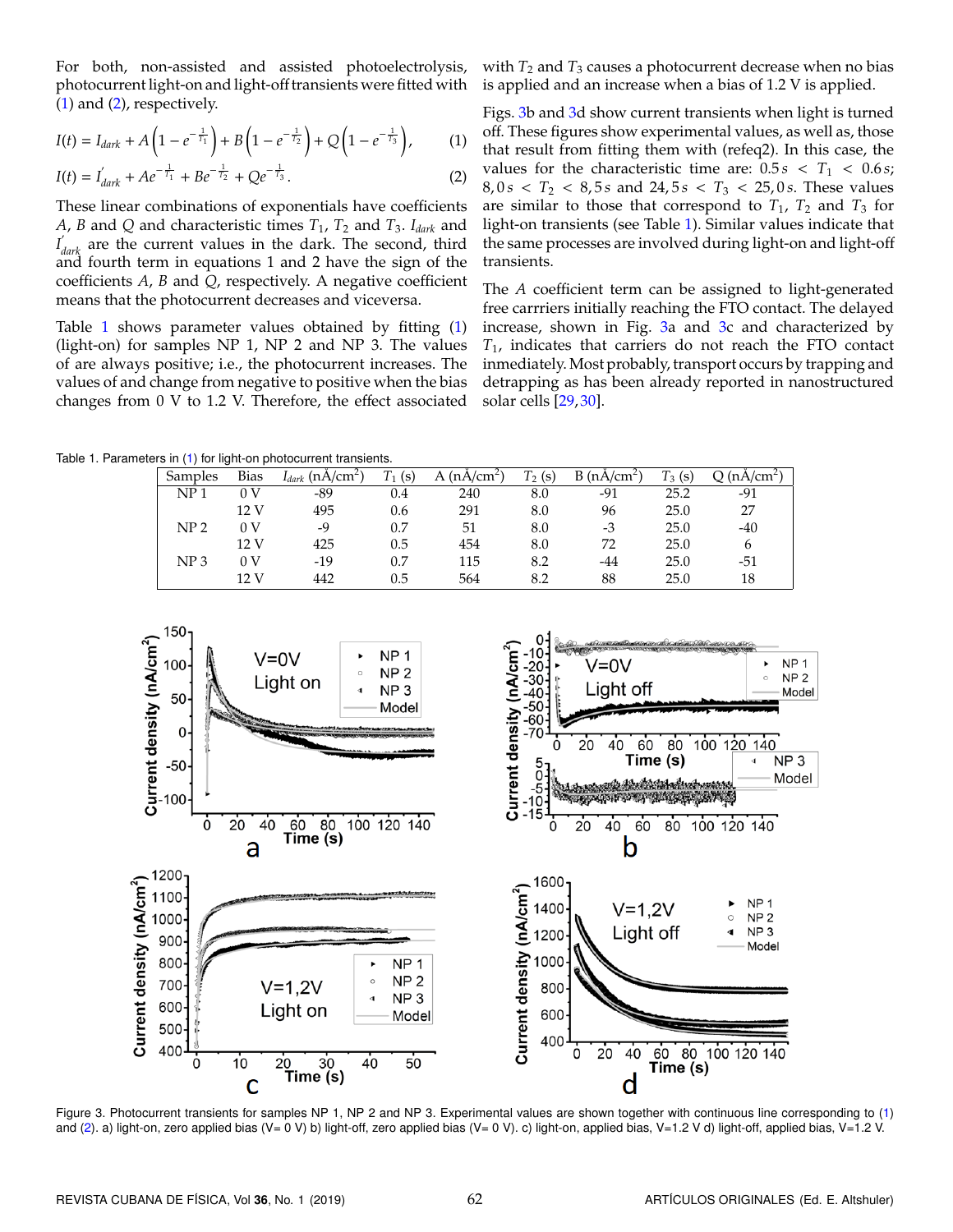For both, non-assisted and assisted photoelectrolysis, photocurrent light-on and light-off transients were fitted with (1) and (2), respectively.

$$I(t) = I_{dark} + A\left(1 - e^{-\frac{1}{T_1}}\right) + B\left(1 - e^{-\frac{1}{T_2}}\right) + Q\left(1 - e^{-\frac{1}{T_3}}\right), \qquad (1)$$

$$I(t) = I'_{dark} + Ae^{-\frac{1}{T_1}} + Be^{-\frac{1}{T_2}} + Qe^{-\frac{1}{T_3}}. \qquad (2)$$

These linear combinations of exponentials have coefficients $A$, $B$ and $Q$ and characteristic times $T_1$, $T_2$ and $T_3$. $I_{dark}$ and $I'_{dark}$ are the current values in the dark. The second, third and fourth term in equations 1 and 2 have the sign of the coefficients $A$, $B$ and $Q$, respectively. A negative coefficient means that the photocurrent decreases and viceversa.

Table 1 shows parameter values obtained by fitting (1) (light-on) for samples NP 1, NP 2 and NP 3. The values of are always positive; i.e., the photocurrent increases. The values of and change from negative to positive when the bias changes from 0 V to 1.2 V. Therefore, the effect associated with $T_2$ and $T_3$ causes a photocurrent decrease when no bias is applied and an increase when a bias of 1.2 V is applied.

Figs. 3b and 3d show current transients when light is turned off. These figures show experimental values, as well as, those that result from fitting them with (refeq2). In this case, the values for the characteristic time are: $0.5s < T_1 < 0.6s$; $8{,}0s < T_2 < 8{,}5s$ and $24{,}5s < T_3 < 25{,}0s$. These values are similar to those that correspond to $T_1$, $T_2$ and $T_3$ for light-on transients (see Table 1). Similar values indicate that the same processes are involved during light-on and light-off transients.

The $A$ coefficient term can be assigned to light-generated free carrriers initially reaching the FTO contact. The delayed increase, shown in Fig. 3a and 3c and characterized by $T_1$, indicates that carriers do not reach the FTO contact immediately. Most probably, transport occurs by trapping and detrapping as has been already reported in nanostructured solar cells [29,30].

Table 1. Parameters in (1) for light-on photocurrent transients.

| Samples | Bias | $I_{dark}$ (nA/cm$^2$) | $T_1$ (s) | A (nA/cm$^2$) | $T_2$ (s) | B (nA/cm$^2$) | $T_3$ (s) | Q (nA/cm$^2$) |
|---|---|---|---|---|---|---|---|---|
| NP 1 | 0 V | -89 | 0.4 | 240 | 8.0 | -91 | 25.2 | -91 |
| | 12 V | 495 | 0.6 | 291 | 8.0 | 96 | 25.0 | 27 |
| NP 2 | 0 V | -9 | 0.7 | 51 | 8.0 | -3 | 25.0 | -40 |
| | 12 V | 425 | 0.5 | 454 | 8.0 | 72 | 25.0 | 6 |
| NP 3 | 0 V | -19 | 0.7 | 115 | 8.2 | -44 | 25.0 | -51 |
| | 12 V | 442 | 0.5 | 564 | 8.2 | 88 | 25.0 | 18 |

Figure 3. Photocurrent transients for samples NP 1, NP 2 and NP 3. Experimental values are shown together with continuous line corresponding to (1) and (2). a) light-on, zero applied bias (V= 0 V) b) light-off, zero applied bias (V= 0 V). c) light-on, applied bias, V=1.2 V d) light-off, applied bias, V=1.2 V.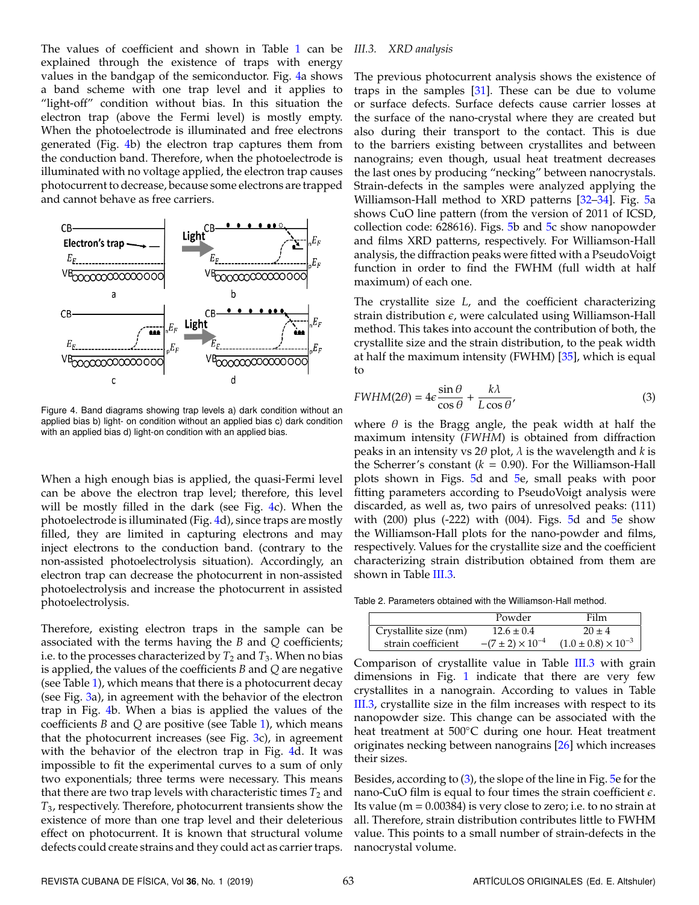The values of coefficient and shown in Table 1 can be explained through the existence of traps with energy values in the bandgap of the semiconductor. Fig. 4a shows a band scheme with one trap level and it applies to "light-off" condition without bias. In this situation the electron trap (above the Fermi level) is mostly empty. When the photoelectrode is illuminated and free electrons generated (Fig. 4b) the electron trap captures them from the conduction band. Therefore, when the photoelectrode is illuminated with no voltage applied, the electron trap causes photocurrent to decrease, because some electrons are trapped and cannot behave as free carriers.

Figure 4. Band diagrams showing trap levels a) dark condition without an applied bias b) light- on condition without an applied bias c) dark condition with an applied bias d) light-on condition with an applied bias.

When a high enough bias is applied, the quasi-Fermi level can be above the electron trap level; therefore, this level will be mostly filled in the dark (see Fig. 4c). When the photoelectrode is illuminated (Fig. 4d), since traps are mostly filled, they are limited in capturing electrons and may inject electrons to the conduction band. (contrary to the non-assisted photoelectrolysis situation). Accordingly, an electron trap can decrease the photocurrent in non-assisted photoelectrolysis and increase the photocurrent in assisted photoelectrolysis.

Therefore, existing electron traps in the sample can be associated with the terms having the $B$ and $Q$ coefficients; i.e. to the processes characterized by $T_2$ and $T_3$. When no bias is applied, the values of the coefficients $B$ and $Q$ are negative (see Table 1), which means that there is a photocurrent decay (see Fig. 3a), in agreement with the behavior of the electron trap in Fig. 4b. When a bias is applied the values of the coefficients $B$ and $Q$ are positive (see Table 1), which means that the photocurrent increases (see Fig. 3c), in agreement with the behavior of the electron trap in Fig. 4d. It was impossible to fit the experimental curves to a sum of only two exponentials; three terms were necessary. This means that there are two trap levels with characteristic times $T_2$ and $T_3$, respectively. Therefore, photocurrent transients show the existence of more than one trap level and their deleterious effect on photocurrent. It is known that structural volume defects could create strains and they could act as carrier traps.

### III.3. XRD analysis

The previous photocurrent analysis shows the existence of traps in the samples [31]. These can be due to volume or surface defects. Surface defects cause carrier losses at the surface of the nano-crystal where they are created but also during their transport to the contact. This is due to the barriers existing between crystallites and between nanograins; even though, usual heat treatment decreases the last ones by producing "necking" between nanocrystals. Strain-defects in the samples were analyzed applying the Williamson-Hall method to XRD patterns [32–34]. Fig. 5a shows CuO line pattern (from the version of 2011 of ICSD, collection code: 628616). Figs. 5b and 5c show nanopowder and films XRD patterns, respectively. For Williamson-Hall analysis, the diffraction peaks were fitted with a PseudoVoigt function in order to find the FWHM (full width at half maximum) of each one.

The crystallite size $L$, and the coefficient characterizing strain distribution $\epsilon$, were calculated using Williamson-Hall method. This takes into account the contribution of both, the crystallite size and the strain distribution, to the peak width at half the maximum intensity (FWHM) [35], which is equal to

$$FWHM(2\theta) = 4\epsilon\frac{\sin\theta}{\cos\theta} + \frac{k\lambda}{L\cos\theta}, \tag{3}$$

where $\theta$ is the Bragg angle, the peak width at half the maximum intensity ($FWHM$) is obtained from diffraction peaks in an intensity vs $2\theta$ plot, $\lambda$ is the wavelength and $k$ is the Scherrer's constant ($k = 0.90$). For the Williamson-Hall plots shown in Figs. 5d and 5e, small peaks with poor fitting parameters according to PseudoVoigt analysis were discarded, as well as, two pairs of unresolved peaks: (111) with (200) plus (-222) with (004). Figs. 5d and 5e show the Williamson-Hall plots for the nano-powder and films, respectively. Values for the crystallite size and the coefficient characterizing strain distribution obtained from them are shown in Table III.3.

Table 2. Parameters obtained with the Williamson-Hall method.

| | Powder | Film |
|---|---|---|
| Crystallite size (nm) | $12.6 \pm 0.4$ | $20 \pm 4$ |
| strain coefficient | $-(7 \pm 2) \times 10^{-4}$ | $(1.0 \pm 0.8) \times 10^{-3}$ |

Comparison of crystallite value in Table III.3 with grain dimensions in Fig. 1 indicate that there are very few crystallites in a nanograin. According to values in Table III.3, crystallite size in the film increases with respect to its nanopowder size. This change can be associated with the heat treatment at 500°C during one hour. Heat treatment originates necking between nanograins [26] which increases their sizes.

Besides, according to (3), the slope of the line in Fig. 5e for the nano-CuO film is equal to four times the strain coefficient $\epsilon$. Its value (m = 0.00384) is very close to zero; i.e. to no strain at all. Therefore, strain distribution contributes little to FWHM value. This points to a small number of strain-defects in the nanocrystal volume.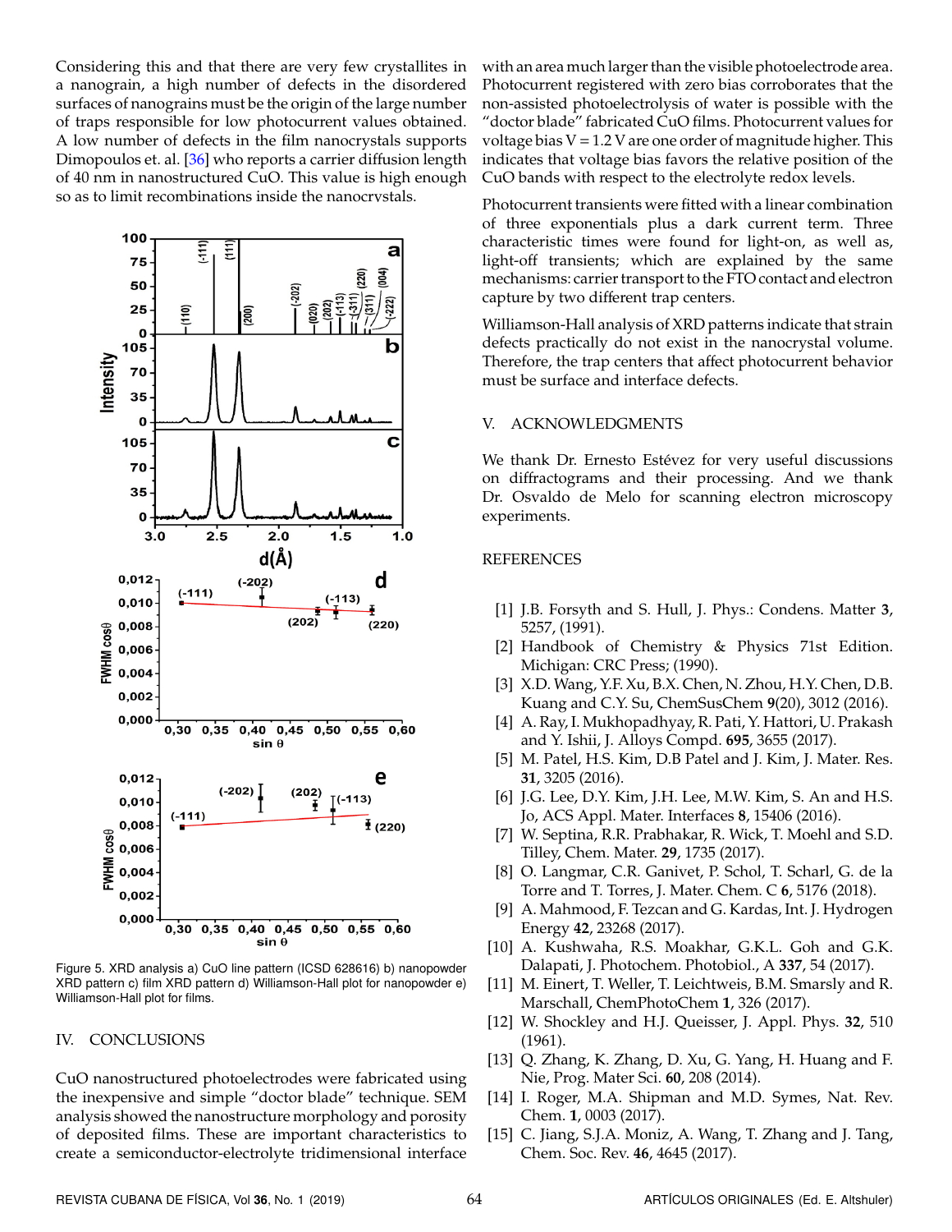Considering this and that there are very few crystallites in a nanograin, a high number of defects in the disordered surfaces of nanograins must be the origin of the large number of traps responsible for low photocurrent values obtained. A low number of defects in the film nanocrystals supports Dimopoulos et. al. [36] who reports a carrier diffusion length of 40 nm in nanostructured CuO. This value is high enough so as to limit recombinations inside the nanocrystals.

Figure 5. XRD analysis a) CuO line pattern (ICSD 628616) b) nanopowder XRD pattern c) film XRD pattern d) Williamson-Hall plot for nanopowder e) Williamson-Hall plot for films.

## IV. CONCLUSIONS

CuO nanostructured photoelectrodes were fabricated using the inexpensive and simple "doctor blade" technique. SEM analysis showed the nanostructure morphology and porosity of deposited films. These are important characteristics to create a semiconductor-electrolyte tridimensional interface with an area much larger than the visible photoelectrode area. Photocurrent registered with zero bias corroborates that the non-assisted photoelectrolysis of water is possible with the "doctor blade" fabricated CuO films. Photocurrent values for voltage bias V = 1.2 V are one order of magnitude higher. This indicates that voltage bias favors the relative position of the CuO bands with respect to the electrolyte redox levels.

Photocurrent transients were fitted with a linear combination of three exponentials plus a dark current term. Three characteristic times were found for light-on, as well as, light-off transients; which are explained by the same mechanisms: carrier transport to the FTO contact and electron capture by two different trap centers.

Williamson-Hall analysis of XRD patterns indicate that strain defects practically do not exist in the nanocrystal volume. Therefore, the trap centers that affect photocurrent behavior must be surface and interface defects.

## V. ACKNOWLEDGMENTS

We thank Dr. Ernesto Estévez for very useful discussions on diffractograms and their processing. And we thank Dr. Osvaldo de Melo for scanning electron microscopy experiments.

## REFERENCES

[1] J.B. Forsyth and S. Hull, J. Phys.: Condens. Matter **3**, 5257, (1991).

[2] Handbook of Chemistry & Physics 71st Edition. Michigan: CRC Press; (1990).

[3] X.D. Wang, Y.F. Xu, B.X. Chen, N. Zhou, H.Y. Chen, D.B. Kuang and C.Y. Su, ChemSusChem **9**(20), 3012 (2016).

[4] A. Ray, I. Mukhopadhyay, R. Pati, Y. Hattori, U. Prakash and Y. Ishii, J. Alloys Compd. **695**, 3655 (2017).

[5] M. Patel, H.S. Kim, D.B Patel and J. Kim, J. Mater. Res. **31**, 3205 (2016).

[6] J.G. Lee, D.Y. Kim, J.H. Lee, M.W. Kim, S. An and H.S. Jo, ACS Appl. Mater. Interfaces **8**, 15406 (2016).

[7] W. Septina, R.R. Prabhakar, R. Wick, T. Moehl and S.D. Tilley, Chem. Mater. **29**, 1735 (2017).

[8] O. Langmar, C.R. Ganivet, P. Schol, T. Scharl, G. de la Torre and T. Torres, J. Mater. Chem. C **6**, 5176 (2018).

[9] A. Mahmood, F. Tezcan and G. Kardas, Int. J. Hydrogen Energy **42**, 23268 (2017).

[10] A. Kushwaha, R.S. Moakhar, G.K.L. Goh and G.K. Dalapati, J. Photochem. Photobiol., A **337**, 54 (2017).

[11] M. Einert, T. Weller, T. Leichtweis, B.M. Smarsly and R. Marschall, ChemPhotoChem **1**, 326 (2017).

[12] W. Shockley and H.J. Queisser, J. Appl. Phys. **32**, 510 (1961).

[13] Q. Zhang, K. Zhang, D. Xu, G. Yang, H. Huang and F. Nie, Prog. Mater Sci. **60**, 208 (2014).

[14] I. Roger, M.A. Shipman and M.D. Symes, Nat. Rev. Chem. **1**, 0003 (2017).

[15] C. Jiang, S.J.A. Moniz, A. Wang, T. Zhang and J. Tang, Chem. Soc. Rev. **46**, 4645 (2017).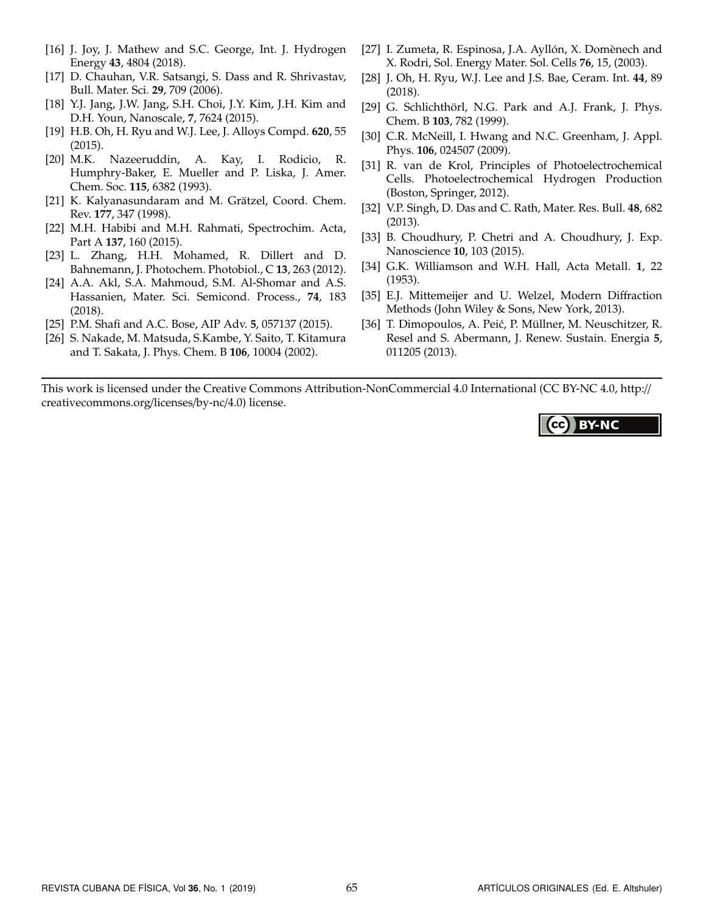[16] J. Joy, J. Mathew and S.C. George, Int. J. Hydrogen Energy **43**, 4804 (2018).

[17] D. Chauhan, V.R. Satsangi, S. Dass and R. Shrivastav, Bull. Mater. Sci. **29**, 709 (2006).

[18] Y.J. Jang, J.W. Jang, S.H. Choi, J.Y. Kim, J.H. Kim and D.H. Youn, Nanoscale, **7**, 7624 (2015).

[19] H.B. Oh, H. Ryu and W.J. Lee, J. Alloys Compd. **620**, 55 (2015).

[20] M.K. Nazeeruddin, A. Kay, I. Rodicio, R. Humphry-Baker, E. Mueller and P. Liska, J. Amer. Chem. Soc. **115**, 6382 (1993).

[21] K. Kalyanasundaram and M. Grätzel, Coord. Chem. Rev. **177**, 347 (1998).

[22] M.H. Habibi and M.H. Rahmati, Spectrochim. Acta, Part A **137**, 160 (2015).

[23] L. Zhang, H.H. Mohamed, R. Dillert and D. Bahnemann, J. Photochem. Photobiol., C **13**, 263 (2012).

[24] A.A. Akl, S.A. Mahmoud, S.M. Al-Shomar and A.S. Hassanien, Mater. Sci. Semicond. Process., **74**, 183 (2018).

[25] P.M. Shafi and A.C. Bose, AIP Adv. **5**, 057137 (2015).

[26] S. Nakade, M. Matsuda, S.Kambe, Y. Saito, T. Kitamura and T. Sakata, J. Phys. Chem. B **106**, 10004 (2002).

[27] I. Zumeta, R. Espinosa, J.A. Ayllón, X. Domènech and X. Rodri, Sol. Energy Mater. Sol. Cells **76**, 15, (2003).

[28] J. Oh, H. Ryu, W.J. Lee and J.S. Bae, Ceram. Int. **44**, 89 (2018).

[29] G. Schlichthörl, N.G. Park and A.J. Frank, J. Phys. Chem. B **103**, 782 (1999).

[30] C.R. McNeill, I. Hwang and N.C. Greenham, J. Appl. Phys. **106**, 024507 (2009).

[31] R. van de Krol, Principles of Photoelectrochemical Cells. Photoelectrochemical Hydrogen Production (Boston, Springer, 2012).

[32] V.P. Singh, D. Das and C. Rath, Mater. Res. Bull. **48**, 682 (2013).

[33] B. Choudhury, P. Chetri and A. Choudhury, J. Exp. Nanoscience **10**, 103 (2015).

[34] G.K. Williamson and W.H. Hall, Acta Metall. **1**, 22 (1953).

[35] E.J. Mittemeijer and U. Welzel, Modern Diffraction Methods (John Wiley & Sons, New York, 2013).

[36] T. Dimopoulos, A. Peić, P. Müllner, M. Neuschitzer, R. Resel and S. Abermann, J. Renew. Sustain. Energia **5**, 011205 (2013).

---

This work is licensed under the Creative Commons Attribution-NonCommercial 4.0 International (CC BY-NC 4.0, http://creativecommons.org/licenses/by-nc/4.0) license.